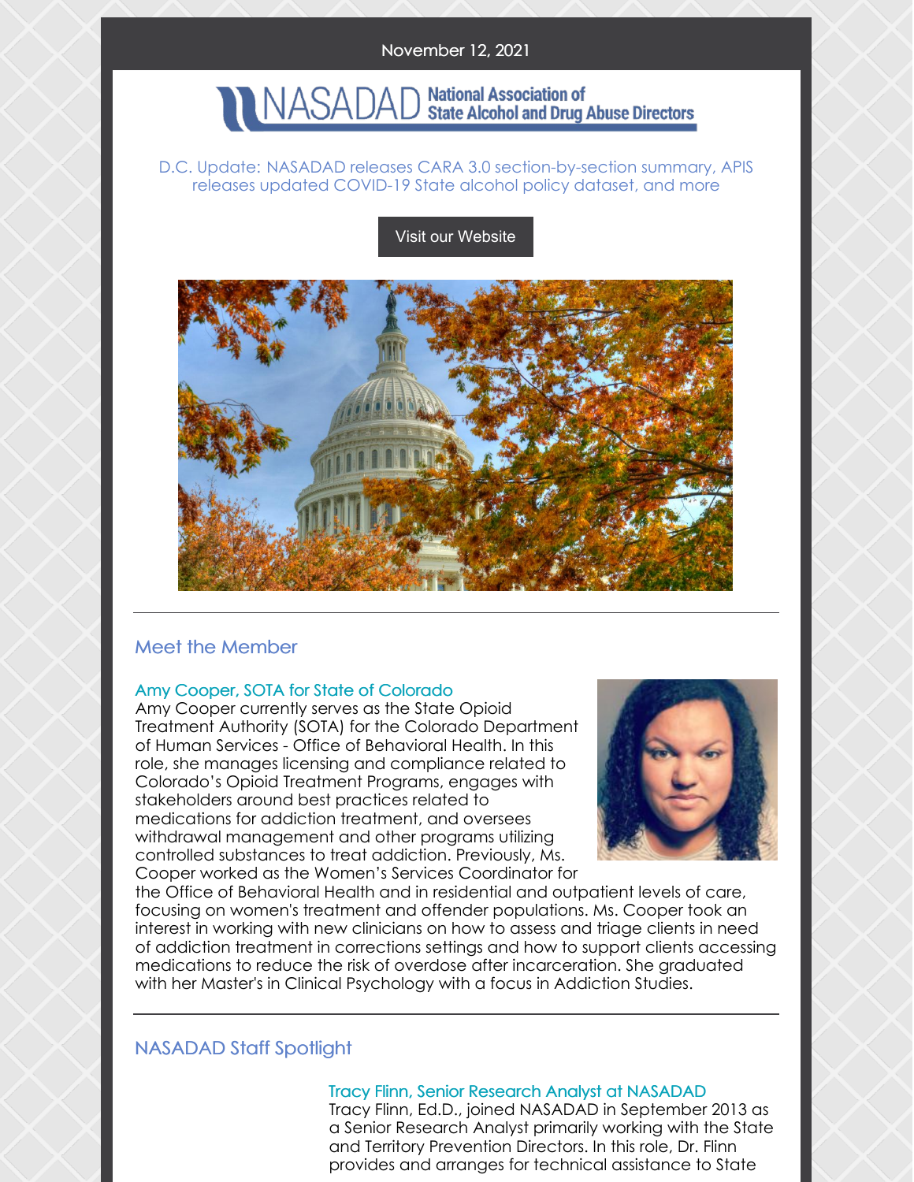November 12, 2021

NASADAD National Association of State Alcohol and Drug Abuse Directors

D.C. Update: NASADAD releases CARA 3.0 section-by-section summary, APIS releases updated COVID-19 State alcohol policy dataset, and more

Visit our Website

---

## Meet the Member

### Amy Cooper, SOTA for State of Colorado

Amy Cooper currently serves as the State Opioid Treatment Authority (SOTA) for the Colorado Department of Human Services - Office of Behavioral Health. In this role, she manages licensing and compliance related to Colorado's Opioid Treatment Programs, engages with stakeholders around best practices related to medications for addiction treatment, and oversees withdrawal management and other programs utilizing controlled substances to treat addiction. Previously, Ms. Cooper worked as the Women's Services Coordinator for the Office of Behavioral Health and in residential and outpatient levels of care, focusing on women's treatment and offender populations. Ms. Cooper took an interest in working with new clinicians on how to assess and triage clients in need of addiction treatment in corrections settings and how to support clients accessing medications to reduce the risk of overdose after incarceration. She graduated with her Master's in Clinical Psychology with a focus in Addiction Studies.

---

## NASADAD Staff Spotlight

### Tracy Flinn, Senior Research Analyst at NASADAD

Tracy Flinn, Ed.D., joined NASADAD in September 2013 as a Senior Research Analyst primarily working with the State and Territory Prevention Directors. In this role, Dr. Flinn provides and arranges for technical assistance to State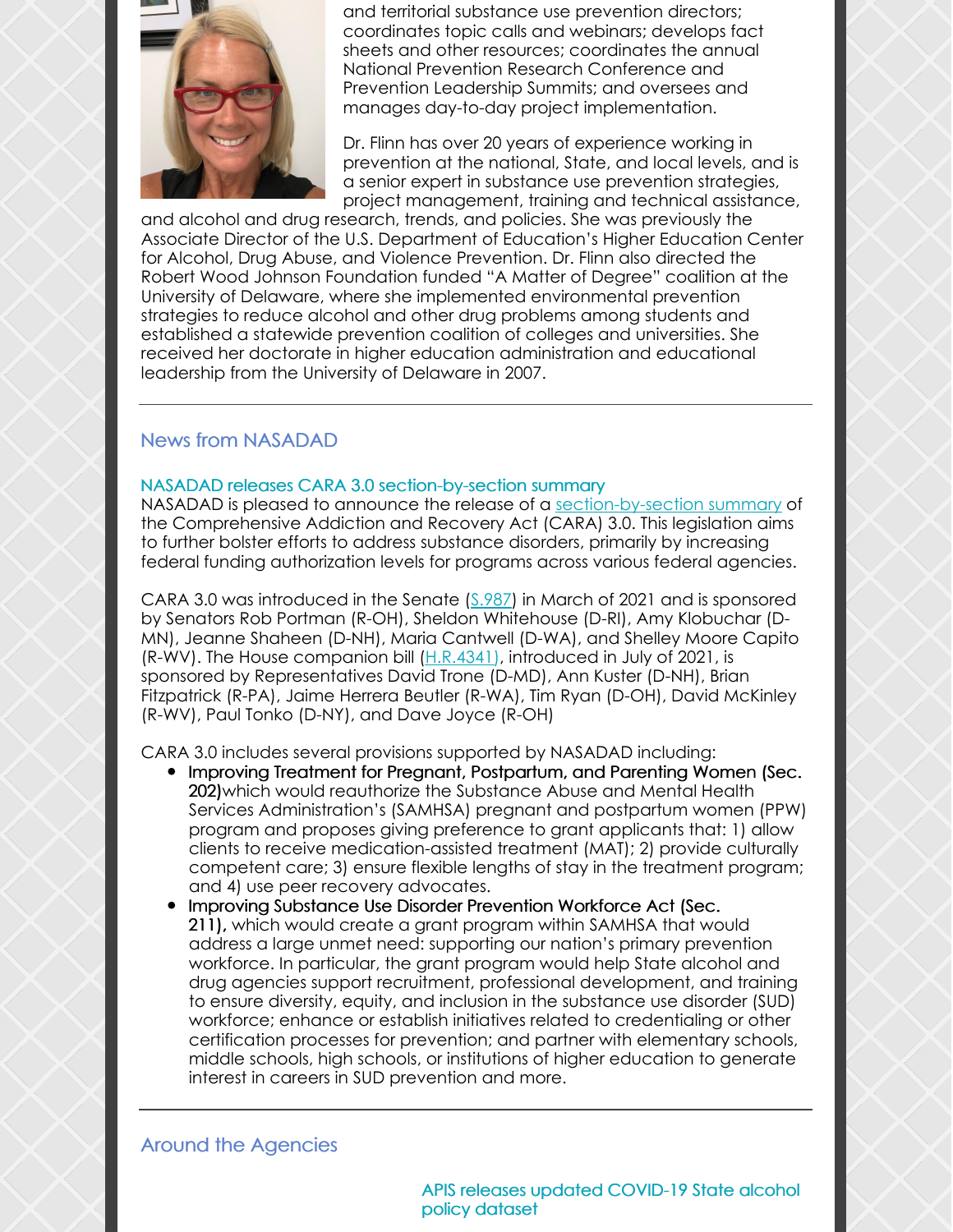and territorial substance use prevention directors; coordinates topic calls and webinars; develops fact sheets and other resources; coordinates the annual National Prevention Research Conference and Prevention Leadership Summits; and oversees and manages day-to-day project implementation.

Dr. Flinn has over 20 years of experience working in prevention at the national, State, and local levels, and is a senior expert in substance use prevention strategies, project management, training and technical assistance, and alcohol and drug research, trends, and policies. She was previously the Associate Director of the U.S. Department of Education's Higher Education Center for Alcohol, Drug Abuse, and Violence Prevention. Dr. Flinn also directed the Robert Wood Johnson Foundation funded "A Matter of Degree" coalition at the University of Delaware, where she implemented environmental prevention strategies to reduce alcohol and other drug problems among students and established a statewide prevention coalition of colleges and universities. She received her doctorate in higher education administration and educational leadership from the University of Delaware in 2007.

---

## News from NASADAD

### NASADAD releases CARA 3.0 section-by-section summary

NASADAD is pleased to announce the release of a section-by-section summary of the Comprehensive Addiction and Recovery Act (CARA) 3.0. This legislation aims to further bolster efforts to address substance disorders, primarily by increasing federal funding authorization levels for programs across various federal agencies.

CARA 3.0 was introduced in the Senate (S.987) in March of 2021 and is sponsored by Senators Rob Portman (R-OH), Sheldon Whitehouse (D-RI), Amy Klobuchar (D-MN), Jeanne Shaheen (D-NH), Maria Cantwell (D-WA), and Shelley Moore Capito (R-WV). The House companion bill (H.R.4341), introduced in July of 2021, is sponsored by Representatives David Trone (D-MD), Ann Kuster (D-NH), Brian Fitzpatrick (R-PA), Jaime Herrera Beutler (R-WA), Tim Ryan (D-OH), David McKinley (R-WV), Paul Tonko (D-NY), and Dave Joyce (R-OH)

CARA 3.0 includes several provisions supported by NASADAD including:

- **Improving Treatment for Pregnant, Postpartum, and Parenting Women (Sec. 202)** which would reauthorize the Substance Abuse and Mental Health Services Administration's (SAMHSA) pregnant and postpartum women (PPW) program and proposes giving preference to grant applicants that: 1) allow clients to receive medication-assisted treatment (MAT); 2) provide culturally competent care; 3) ensure flexible lengths of stay in the treatment program; and 4) use peer recovery advocates.
- **Improving Substance Use Disorder Prevention Workforce Act (Sec. 211),** which would create a grant program within SAMHSA that would address a large unmet need: supporting our nation's primary prevention workforce. In particular, the grant program would help State alcohol and drug agencies support recruitment, professional development, and training to ensure diversity, equity, and inclusion in the substance use disorder (SUD) workforce; enhance or establish initiatives related to credentialing or other certification processes for prevention; and partner with elementary schools, middle schools, high schools, or institutions of higher education to generate interest in careers in SUD prevention and more.

---

## Around the Agencies

### APIS releases updated COVID-19 State alcohol policy dataset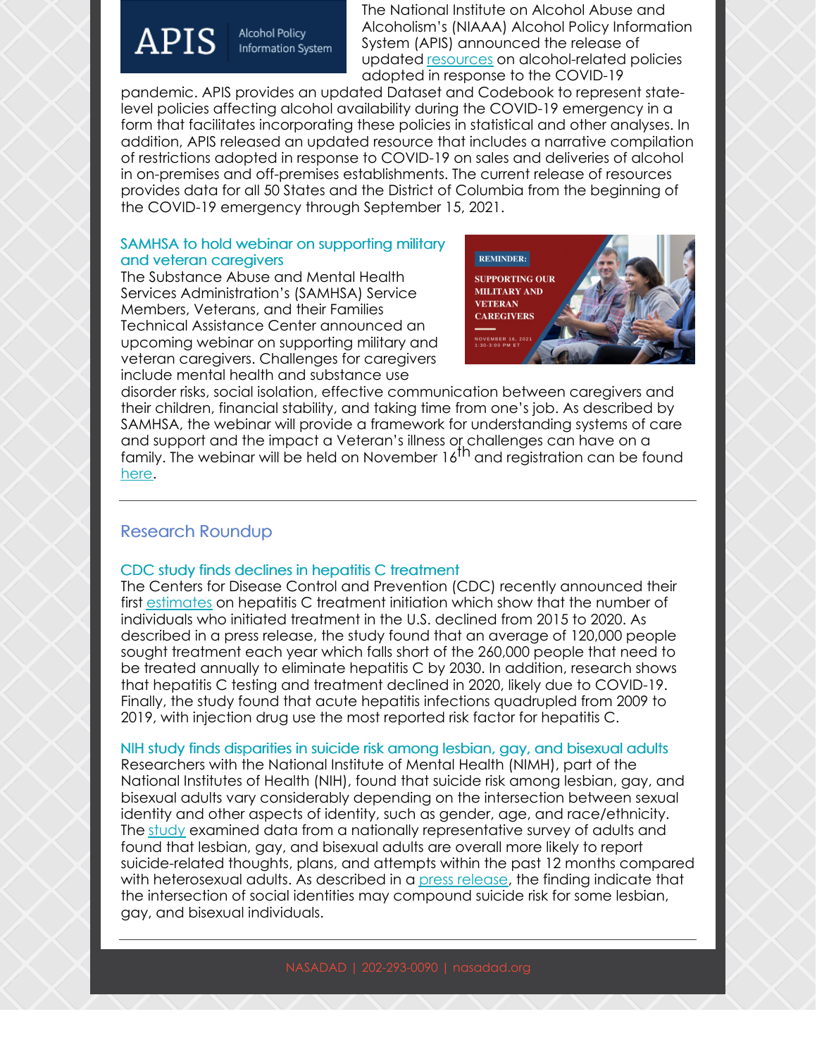The National Institute on Alcohol Abuse and Alcoholism's (NIAAA) Alcohol Policy Information System (APIS) announced the release of updated resources on alcohol-related policies adopted in response to the COVID-19 pandemic. APIS provides an updated Dataset and Codebook to represent state-level policies affecting alcohol availability during the COVID-19 emergency in a form that facilitates incorporating these policies in statistical and other analyses. In addition, APIS released an updated resource that includes a narrative compilation of restrictions adopted in response to COVID-19 on sales and deliveries of alcohol in on-premises and off-premises establishments. The current release of resources provides data for all 50 States and the District of Columbia from the beginning of the COVID-19 emergency through September 15, 2021.

### SAMHSA to hold webinar on supporting military and veteran caregivers

The Substance Abuse and Mental Health Services Administration's (SAMHSA) Service Members, Veterans, and their Families Technical Assistance Center announced an upcoming webinar on supporting military and veteran caregivers. Challenges for caregivers include mental health and substance use disorder risks, social isolation, effective communication between caregivers and their children, financial stability, and taking time from one's job. As described by SAMHSA, the webinar will provide a framework for understanding systems of care and support and the impact a Veteran's illness or challenges can have on a family. The webinar will be held on November 16th and registration can be found here.

---

## Research Roundup

### CDC study finds declines in hepatitis C treatment

The Centers for Disease Control and Prevention (CDC) recently announced their first estimates on hepatitis C treatment initiation which show that the number of individuals who initiated treatment in the U.S. declined from 2015 to 2020. As described in a press release, the study found that an average of 120,000 people sought treatment each year which falls short of the 260,000 people that need to be treated annually to eliminate hepatitis C by 2030. In addition, research shows that hepatitis C testing and treatment declined in 2020, likely due to COVID-19. Finally, the study found that acute hepatitis infections quadrupled from 2009 to 2019, with injection drug use the most reported risk factor for hepatitis C.

### NIH study finds disparities in suicide risk among lesbian, gay, and bisexual adults

Researchers with the National Institute of Mental Health (NIMH), part of the National Institutes of Health (NIH), found that suicide risk among lesbian, gay, and bisexual adults vary considerably depending on the intersection between sexual identity and other aspects of identity, such as gender, age, and race/ethnicity. The study examined data from a nationally representative survey of adults and found that lesbian, gay, and bisexual adults are overall more likely to report suicide-related thoughts, plans, and attempts within the past 12 months compared with heterosexual adults. As described in a press release, the finding indicate that the intersection of social identities may compound suicide risk for some lesbian, gay, and bisexual individuals.

---

NASADAD | 202-293-0090 | nasadad.org